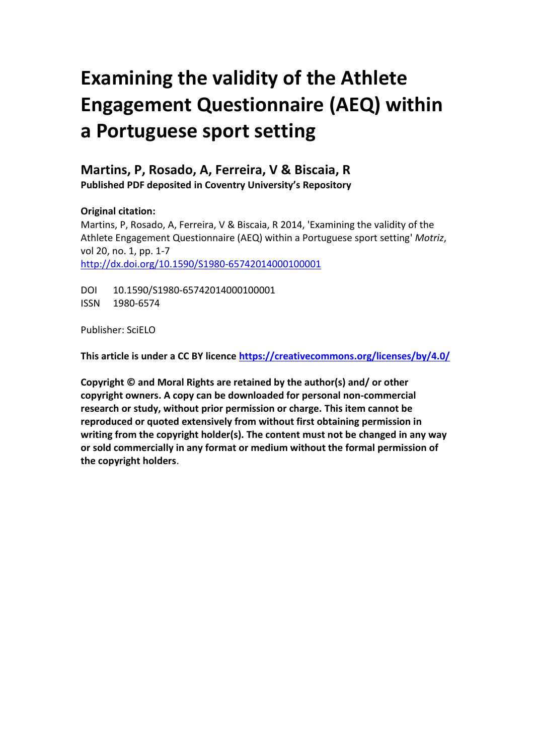# Examining the validity of the Athlete Engagement Questionnaire (AEQ) within a Portuguese sport setting

## Martins, P, Rosado, A, Ferreira, V & Biscaia, R

**Published PDF deposited in Coventry University's Repository**

**Original citation:**

Martins, P, Rosado, A, Ferreira, V & Biscaia, R 2014, 'Examining the validity of the Athlete Engagement Questionnaire (AEQ) within a Portuguese sport setting' *Motriz*, vol 20, no. 1, pp. 1-7

http://dx.doi.org/10.1590/S1980-65742014000100001

DOI 10.1590/S1980-65742014000100001
ISSN 1980-6574

Publisher: SciELO

**This article is under a CC BY licence https://creativecommons.org/licenses/by/4.0/**

**Copyright © and Moral Rights are retained by the author(s) and/ or other copyright owners. A copy can be downloaded for personal non-commercial research or study, without prior permission or charge. This item cannot be reproduced or quoted extensively from without first obtaining permission in writing from the copyright holder(s). The content must not be changed in any way or sold commercially in any format or medium without the formal permission of the copyright holders**.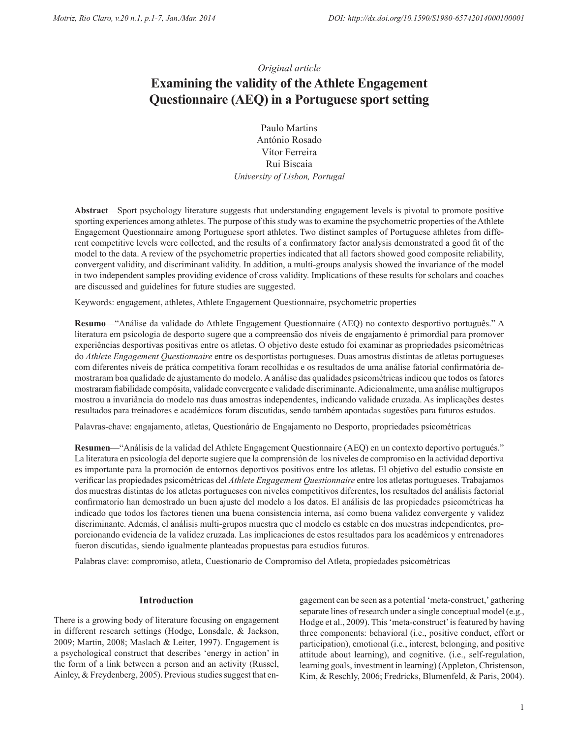*Original article*

# Examining the validity of the Athlete Engagement Questionnaire (AEQ) in a Portuguese sport setting

Paulo Martins
António Rosado
Vítor Ferreira
Rui Biscaia
*University of Lisbon, Portugal*

**Abstract**—Sport psychology literature suggests that understanding engagement levels is pivotal to promote positive sporting experiences among athletes. The purpose of this study was to examine the psychometric properties of the Athlete Engagement Questionnaire among Portuguese sport athletes. Two distinct samples of Portuguese athletes from different competitive levels were collected, and the results of a confirmatory factor analysis demonstrated a good fit of the model to the data. A review of the psychometric properties indicated that all factors showed good composite reliability, convergent validity, and discriminant validity. In addition, a multi-groups analysis showed the invariance of the model in two independent samples providing evidence of cross validity. Implications of these results for scholars and coaches are discussed and guidelines for future studies are suggested.

Keywords: engagement, athletes, Athlete Engagement Questionnaire, psychometric properties

**Resumo**—"Análise da validade do Athlete Engagement Questionnaire (AEQ) no contexto desportivo português." A literatura em psicologia de desporto sugere que a compreensão dos níveis de engajamento é primordial para promover experiências desportivas positivas entre os atletas. O objetivo deste estudo foi examinar as propriedades psicométricas do *Athlete Engagement Questionnaire* entre os desportistas portugueses. Duas amostras distintas de atletas portugueses com diferentes níveis de prática competitiva foram recolhidas e os resultados de uma análise fatorial confirmatória demostraram boa qualidade de ajustamento do modelo. A análise das qualidades psicométricas indicou que todos os fatores mostraram fiabilidade compósita, validade convergente e validade discriminante. Adicionalmente, uma análise multigrupos mostrou a invariância do modelo nas duas amostras independentes, indicando validade cruzada. As implicações destes resultados para treinadores e académicos foram discutidas, sendo também apontadas sugestões para futuros estudos.

Palavras-chave: engajamento, atletas, Questionário de Engajamento no Desporto, propriedades psicométricas

**Resumen**—"Análisis de la validad del Athlete Engagement Questionnaire (AEQ) en un contexto deportivo portugués." La literatura en psicología del deporte sugiere que la comprensión de los niveles de compromiso en la actividad deportiva es importante para la promoción de entornos deportivos positivos entre los atletas. El objetivo del estudio consiste en verificar las propiedades psicométricas del *Athlete Engagement Questionnaire* entre los atletas portugueses. Trabajamos dos muestras distintas de los atletas portugueses con niveles competitivos diferentes, los resultados del análisis factorial confirmatorio han demostrado un buen ajuste del modelo a los datos. El análisis de las propiedades psicométricas ha indicado que todos los factores tienen una buena consistencia interna, así como buena validez convergente y validez discriminante. Además, el análisis multi-grupos muestra que el modelo es estable en dos muestras independientes, proporcionando evidencia de la validez cruzada. Las implicaciones de estos resultados para los académicos y entrenadores fueron discutidas, siendo igualmente planteadas propuestas para estudios futuros.

Palabras clave: compromiso, atleta, Cuestionario de Compromiso del Atleta, propiedades psicométricas

## Introduction

There is a growing body of literature focusing on engagement in different research settings (Hodge, Lonsdale, & Jackson, 2009; Martin, 2008; Maslach & Leiter, 1997). Engagement is a psychological construct that describes 'energy in action' in the form of a link between a person and an activity (Russel, Ainley, & Freydenberg, 2005). Previous studies suggest that engagement can be seen as a potential 'meta-construct,' gathering separate lines of research under a single conceptual model (e.g., Hodge et al., 2009). This 'meta-construct' is featured by having three components: behavioral (i.e., positive conduct, effort or participation), emotional (i.e., interest, belonging, and positive attitude about learning), and cognitive. (i.e., self-regulation, learning goals, investment in learning) (Appleton, Christenson, Kim, & Reschly, 2006; Fredricks, Blumenfeld, & Paris, 2004).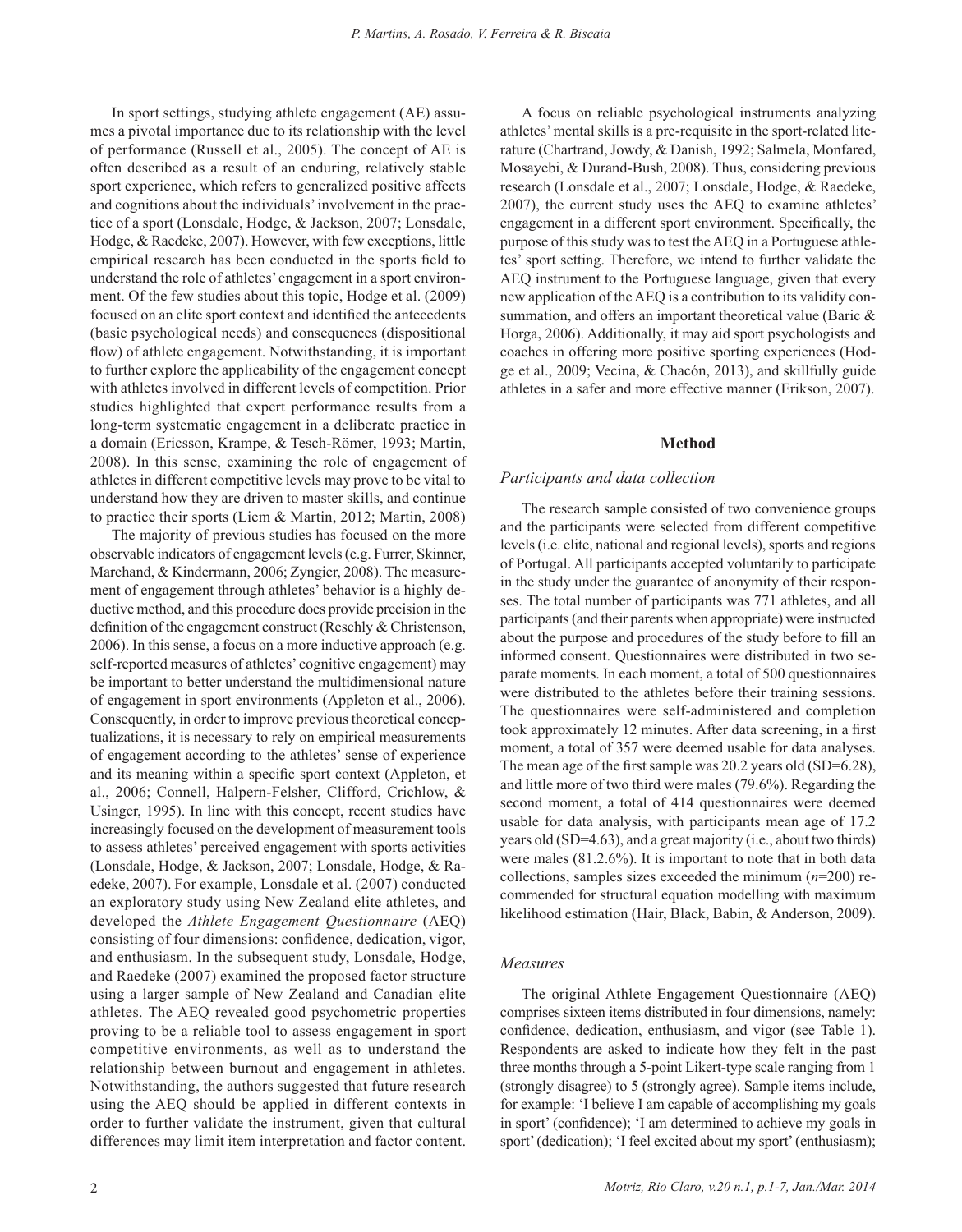In sport settings, studying athlete engagement (AE) assumes a pivotal importance due to its relationship with the level of performance (Russell et al., 2005). The concept of AE is often described as a result of an enduring, relatively stable sport experience, which refers to generalized positive affects and cognitions about the individuals' involvement in the practice of a sport (Lonsdale, Hodge, & Jackson, 2007; Lonsdale, Hodge, & Raedeke, 2007). However, with few exceptions, little empirical research has been conducted in the sports field to understand the role of athletes' engagement in a sport environment. Of the few studies about this topic, Hodge et al. (2009) focused on an elite sport context and identified the antecedents (basic psychological needs) and consequences (dispositional flow) of athlete engagement. Notwithstanding, it is important to further explore the applicability of the engagement concept with athletes involved in different levels of competition. Prior studies highlighted that expert performance results from a long-term systematic engagement in a deliberate practice in a domain (Ericsson, Krampe, & Tesch-Römer, 1993; Martin, 2008). In this sense, examining the role of engagement of athletes in different competitive levels may prove to be vital to understand how they are driven to master skills, and continue to practice their sports (Liem & Martin, 2012; Martin, 2008)

The majority of previous studies has focused on the more observable indicators of engagement levels (e.g. Furrer, Skinner, Marchand, & Kindermann, 2006; Zyngier, 2008). The measurement of engagement through athletes' behavior is a highly deductive method, and this procedure does provide precision in the definition of the engagement construct (Reschly & Christenson, 2006). In this sense, a focus on a more inductive approach (e.g. self-reported measures of athletes' cognitive engagement) may be important to better understand the multidimensional nature of engagement in sport environments (Appleton et al., 2006). Consequently, in order to improve previous theoretical conceptualizations, it is necessary to rely on empirical measurements of engagement according to the athletes' sense of experience and its meaning within a specific sport context (Appleton, et al., 2006; Connell, Halpern-Felsher, Clifford, Crichlow, & Usinger, 1995). In line with this concept, recent studies have increasingly focused on the development of measurement tools to assess athletes' perceived engagement with sports activities (Lonsdale, Hodge, & Jackson, 2007; Lonsdale, Hodge, & Raedeke, 2007). For example, Lonsdale et al. (2007) conducted an exploratory study using New Zealand elite athletes, and developed the *Athlete Engagement Questionnaire* (AEQ) consisting of four dimensions: confidence, dedication, vigor, and enthusiasm. In the subsequent study, Lonsdale, Hodge, and Raedeke (2007) examined the proposed factor structure using a larger sample of New Zealand and Canadian elite athletes. The AEQ revealed good psychometric properties proving to be a reliable tool to assess engagement in sport competitive environments, as well as to understand the relationship between burnout and engagement in athletes. Notwithstanding, the authors suggested that future research using the AEQ should be applied in different contexts in order to further validate the instrument, given that cultural differences may limit item interpretation and factor content.

A focus on reliable psychological instruments analyzing athletes' mental skills is a pre-requisite in the sport-related literature (Chartrand, Jowdy, & Danish, 1992; Salmela, Monfared, Mosayebi, & Durand-Bush, 2008). Thus, considering previous research (Lonsdale et al., 2007; Lonsdale, Hodge, & Raedeke, 2007), the current study uses the AEQ to examine athletes' engagement in a different sport environment. Specifically, the purpose of this study was to test the AEQ in a Portuguese athletes' sport setting. Therefore, we intend to further validate the AEQ instrument to the Portuguese language, given that every new application of the AEQ is a contribution to its validity consummation, and offers an important theoretical value (Baric & Horga, 2006). Additionally, it may aid sport psychologists and coaches in offering more positive sporting experiences (Hodge et al., 2009; Vecina, & Chacón, 2013), and skillfully guide athletes in a safer and more effective manner (Erikson, 2007).

## Method

### *Participants and data collection*

The research sample consisted of two convenience groups and the participants were selected from different competitive levels (i.e. elite, national and regional levels), sports and regions of Portugal. All participants accepted voluntarily to participate in the study under the guarantee of anonymity of their responses. The total number of participants was 771 athletes, and all participants (and their parents when appropriate) were instructed about the purpose and procedures of the study before to fill an informed consent. Questionnaires were distributed in two separate moments. In each moment, a total of 500 questionnaires were distributed to the athletes before their training sessions. The questionnaires were self-administered and completion took approximately 12 minutes. After data screening, in a first moment, a total of 357 were deemed usable for data analyses. The mean age of the first sample was 20.2 years old (SD=6.28), and little more of two third were males (79.6%). Regarding the second moment, a total of 414 questionnaires were deemed usable for data analysis, with participants mean age of 17.2 years old (SD=4.63), and a great majority (i.e., about two thirds) were males (81.2.6%). It is important to note that in both data collections, samples sizes exceeded the minimum ($n$=200) recommended for structural equation modelling with maximum likelihood estimation (Hair, Black, Babin, & Anderson, 2009).

### *Measures*

The original Athlete Engagement Questionnaire (AEQ) comprises sixteen items distributed in four dimensions, namely: confidence, dedication, enthusiasm, and vigor (see Table 1). Respondents are asked to indicate how they felt in the past three months through a 5-point Likert-type scale ranging from 1 (strongly disagree) to 5 (strongly agree). Sample items include, for example: 'I believe I am capable of accomplishing my goals in sport' (confidence); 'I am determined to achieve my goals in sport' (dedication); 'I feel excited about my sport' (enthusiasm);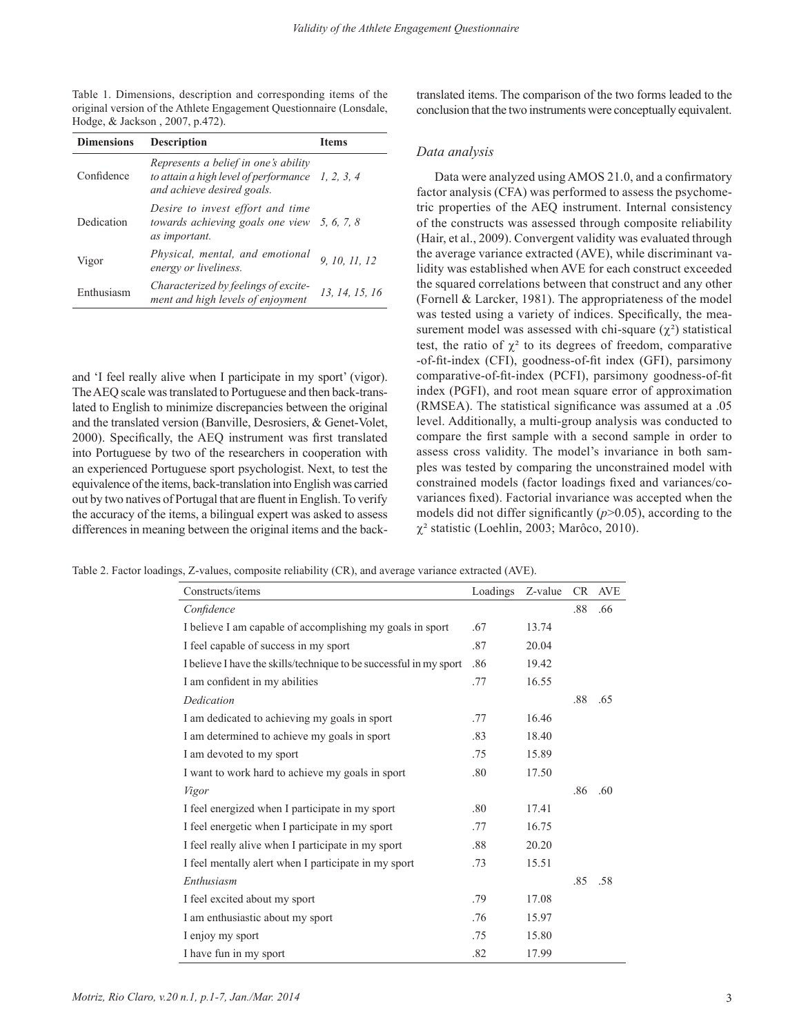Table 1. Dimensions, description and corresponding items of the original version of the Athlete Engagement Questionnaire (Lonsdale, Hodge, & Jackson , 2007, p.472).

| Dimensions | Description | Items |
|---|---|---|
| Confidence | *Represents a belief in one's ability to attain a high level of performance and achieve desired goals.* | *1, 2, 3, 4* |
| Dedication | *Desire to invest effort and time towards achieving goals one view as important.* | *5, 6, 7, 8* |
| Vigor | *Physical, mental, and emotional energy or liveliness.* | *9, 10, 11, 12* |
| Enthusiasm | *Characterized by feelings of excitement and high levels of enjoyment* | *13, 14, 15, 16* |

and 'I feel really alive when I participate in my sport' (vigor). The AEQ scale was translated to Portuguese and then back-translated to English to minimize discrepancies between the original and the translated version (Banville, Desrosiers, & Genet-Volet, 2000). Specifically, the AEQ instrument was first translated into Portuguese by two of the researchers in cooperation with an experienced Portuguese sport psychologist. Next, to test the equivalence of the items, back-translation into English was carried out by two natives of Portugal that are fluent in English. To verify the accuracy of the items, a bilingual expert was asked to assess differences in meaning between the original items and the back-translated items. The comparison of the two forms leaded to the conclusion that the two instruments were conceptually equivalent.

### *Data analysis*

Data were analyzed using AMOS 21.0, and a confirmatory factor analysis (CFA) was performed to assess the psychometric properties of the AEQ instrument. Internal consistency of the constructs was assessed through composite reliability (Hair, et al., 2009). Convergent validity was evaluated through the average variance extracted (AVE), while discriminant validity was established when AVE for each construct exceeded the squared correlations between that construct and any other (Fornell & Larcker, 1981). The appropriateness of the model was tested using a variety of indices. Specifically, the measurement model was assessed with chi-square ($\chi^2$) statistical test, the ratio of $\chi^2$ to its degrees of freedom, comparative -of-fit-index (CFI), goodness-of-fit index (GFI), parsimony comparative-of-fit-index (PCFI), parsimony goodness-of-fit index (PGFI), and root mean square error of approximation (RMSEA). The statistical significance was assumed at a .05 level. Additionally, a multi-group analysis was conducted to compare the first sample with a second sample in order to assess cross validity. The model's invariance in both samples was tested by comparing the unconstrained model with constrained models (factor loadings fixed and variances/covariances fixed). Factorial invariance was accepted when the models did not differ significantly ($p$>0.05), according to the $\chi^2$ statistic (Loehlin, 2003; Marôco, 2010).

Table 2. Factor loadings, Z-values, composite reliability (CR), and average variance extracted (AVE).

| Constructs/items | Loadings | Z-value | CR | AVE |
|---|---|---|---|---|
| *Confidence* | | | .88 | .66 |
| I believe I am capable of accomplishing my goals in sport | .67 | 13.74 | | |
| I feel capable of success in my sport | .87 | 20.04 | | |
| I believe I have the skills/technique to be successful in my sport | .86 | 19.42 | | |
| I am confident in my abilities | .77 | 16.55 | | |
| *Dedication* | | | .88 | .65 |
| I am dedicated to achieving my goals in sport | .77 | 16.46 | | |
| I am determined to achieve my goals in sport | .83 | 18.40 | | |
| I am devoted to my sport | .75 | 15.89 | | |
| I want to work hard to achieve my goals in sport | .80 | 17.50 | | |
| *Vigor* | | | .86 | .60 |
| I feel energized when I participate in my sport | .80 | 17.41 | | |
| I feel energetic when I participate in my sport | .77 | 16.75 | | |
| I feel really alive when I participate in my sport | .88 | 20.20 | | |
| I feel mentally alert when I participate in my sport | .73 | 15.51 | | |
| *Enthusiasm* | | | .85 | .58 |
| I feel excited about my sport | .79 | 17.08 | | |
| I am enthusiastic about my sport | .76 | 15.97 | | |
| I enjoy my sport | .75 | 15.80 | | |
| I have fun in my sport | .82 | 17.99 | | |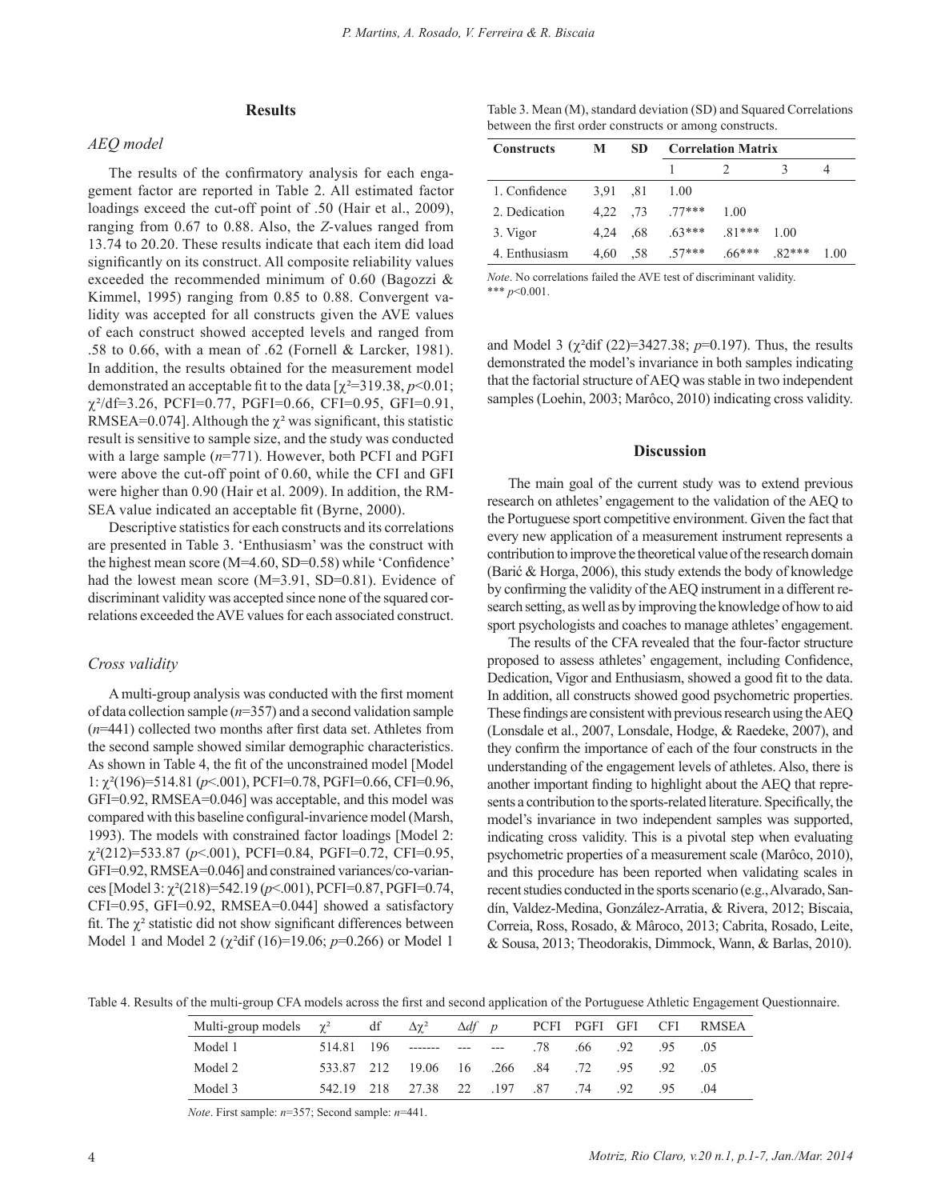## Results

### *AEQ model*

The results of the confirmatory analysis for each engagement factor are reported in Table 2. All estimated factor loadings exceed the cut-off point of .50 (Hair et al., 2009), ranging from 0.67 to 0.88. Also, the *Z*-values ranged from 13.74 to 20.20. These results indicate that each item did load significantly on its construct. All composite reliability values exceeded the recommended minimum of 0.60 (Bagozzi & Kimmel, 1995) ranging from 0.85 to 0.88. Convergent validity was accepted for all constructs given the AVE values of each construct showed accepted levels and ranged from .58 to 0.66, with a mean of .62 (Fornell & Larcker, 1981). In addition, the results obtained for the measurement model demonstrated an acceptable fit to the data [$\chi^2$=319.38, $p$<0.01; $\chi^2$/df=3.26, PCFI=0.77, PGFI=0.66, CFI=0.95, GFI=0.91, RMSEA=0.074]. Although the $\chi^2$ was significant, this statistic result is sensitive to sample size, and the study was conducted with a large sample ($n$=771). However, both PCFI and PGFI were above the cut-off point of 0.60, while the CFI and GFI were higher than 0.90 (Hair et al. 2009). In addition, the RMSEA value indicated an acceptable fit (Byrne, 2000).

Descriptive statistics for each constructs and its correlations are presented in Table 3. 'Enthusiasm' was the construct with the highest mean score (M=4.60, SD=0.58) while 'Confidence' had the lowest mean score (M=3.91, SD=0.81). Evidence of discriminant validity was accepted since none of the squared correlations exceeded the AVE values for each associated construct.

Table 3. Mean (M), standard deviation (SD) and Squared Correlations between the first order constructs or among constructs.

| Constructs | M | SD | Correlation Matrix | | | |
|---|---|---|---|---|---|---|
| | | | 1 | 2 | 3 | 4 |
| 1. Confidence | 3,91 | ,81 | 1.00 | | | |
| 2. Dedication | 4,22 | ,73 | .77*** | 1.00 | | |
| 3. Vigor | 4,24 | ,68 | .63*** | .81*** | 1.00 | |
| 4. Enthusiasm | 4,60 | ,58 | .57*** | .66*** | .82*** | 1.00 |

*Note*. No correlations failed the AVE test of discriminant validity.
*** $p$<0.001.

### *Cross validity*

A multi-group analysis was conducted with the first moment of data collection sample ($n$=357) and a second validation sample ($n$=441) collected two months after first data set. Athletes from the second sample showed similar demographic characteristics. As shown in Table 4, the fit of the unconstrained model [Model 1: $\chi^2$(196)=514.81 ($p$<.001), PCFI=0.78, PGFI=0.66, CFI=0.96, GFI=0.92, RMSEA=0.046] was acceptable, and this model was compared with this baseline configural-invarience model (Marsh, 1993). The models with constrained factor loadings [Model 2: $\chi^2$(212)=533.87 ($p$<.001), PCFI=0.84, PGFI=0.72, CFI=0.95, GFI=0.92, RMSEA=0.046] and constrained variances/co-variances [Model 3: $\chi^2$(218)=542.19 ($p$<.001), PCFI=0.87, PGFI=0.74, CFI=0.95, GFI=0.92, RMSEA=0.044] showed a satisfactory fit. The $\chi^2$ statistic did not show significant differences between Model 1 and Model 2 ($\chi^2$dif (16)=19.06; $p$=0.266) or Model 1 and Model 3 ($\chi^2$dif (22)=3427.38; $p$=0.197). Thus, the results demonstrated the model's invariance in both samples indicating that the factorial structure of AEQ was stable in two independent samples (Loehin, 2003; Marôco, 2010) indicating cross validity.

## Discussion

The main goal of the current study was to extend previous research on athletes' engagement to the validation of the AEQ to the Portuguese sport competitive environment. Given the fact that every new application of a measurement instrument represents a contribution to improve the theoretical value of the research domain (Barić & Horga, 2006), this study extends the body of knowledge by confirming the validity of the AEQ instrument in a different research setting, as well as by improving the knowledge of how to aid sport psychologists and coaches to manage athletes' engagement.

The results of the CFA revealed that the four-factor structure proposed to assess athletes' engagement, including Confidence, Dedication, Vigor and Enthusiasm, showed a good fit to the data. In addition, all constructs showed good psychometric properties. These findings are consistent with previous research using the AEQ (Lonsdale et al., 2007, Lonsdale, Hodge, & Raedeke, 2007), and they confirm the importance of each of the four constructs in the understanding of the engagement levels of athletes. Also, there is another important finding to highlight about the AEQ that represents a contribution to the sports-related literature. Specifically, the model's invariance in two independent samples was supported, indicating cross validity. This is a pivotal step when evaluating psychometric properties of a measurement scale (Marôco, 2010), and this procedure has been reported when validating scales in recent studies conducted in the sports scenario (e.g., Alvarado, Sandín, Valdez-Medina, González-Arratia, & Rivera, 2012; Biscaia, Correia, Ross, Rosado, & Mâroco, 2013; Cabrita, Rosado, Leite, & Sousa, 2013; Theodorakis, Dimmock, Wann, & Barlas, 2010).

Table 4. Results of the multi-group CFA models across the first and second application of the Portuguese Athletic Engagement Questionnaire.

| Multi-group models | $\chi^2$ | df | $\Delta\chi^2$ | $\Delta df$ | $p$ | PCFI | PGFI | GFI | CFI | RMSEA |
|---|---|---|---|---|---|---|---|---|---|---|
| Model 1 | 514.81 | 196 | ------- | --- | --- | .78 | .66 | .92 | .95 | .05 |
| Model 2 | 533.87 | 212 | 19.06 | 16 | .266 | .84 | .72 | .95 | .92 | .05 |
| Model 3 | 542.19 | 218 | 27.38 | 22 | .197 | .87 | .74 | .92 | .95 | .04 |

*Note*. First sample: $n$=357; Second sample: $n$=441.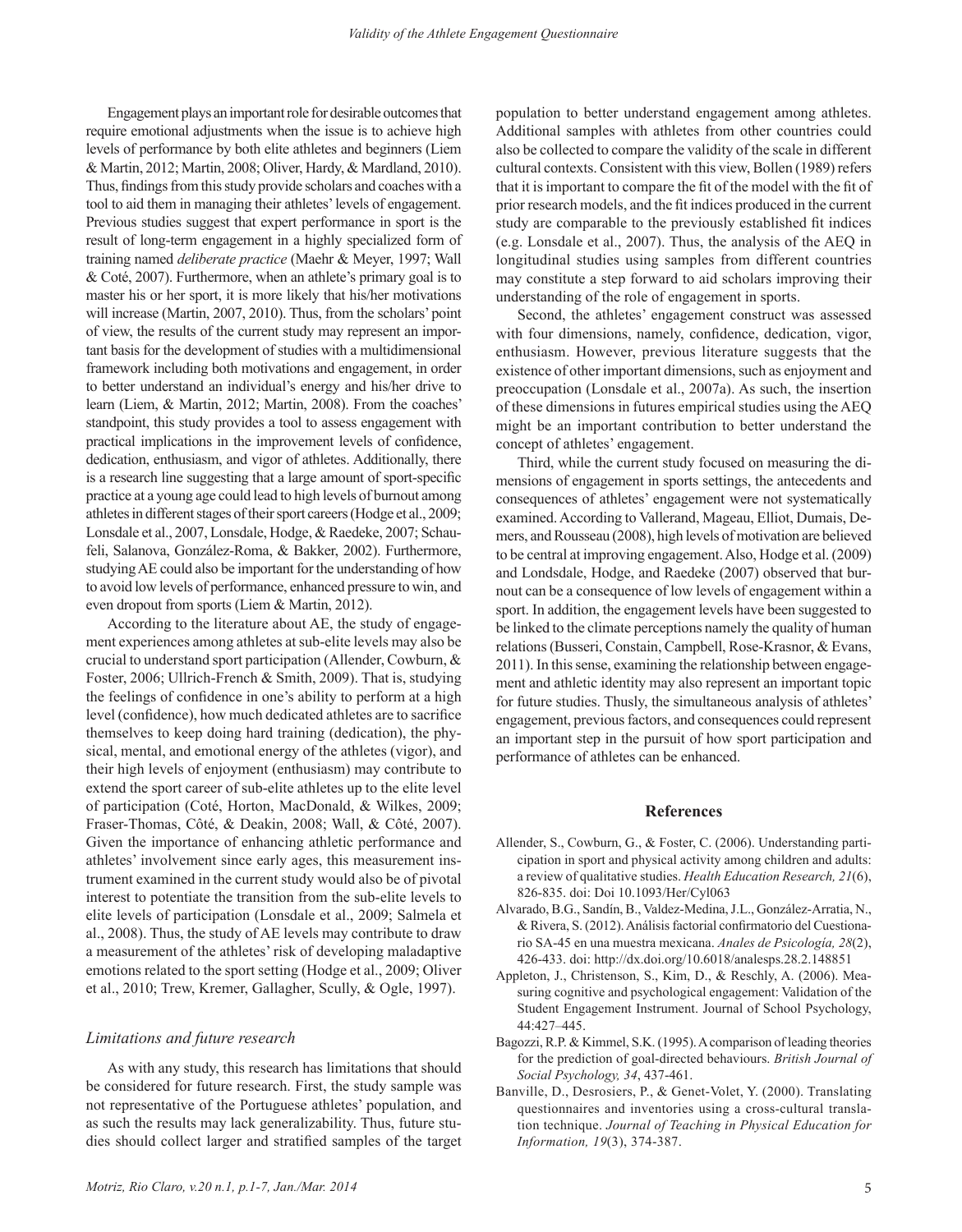Engagement plays an important role for desirable outcomes that require emotional adjustments when the issue is to achieve high levels of performance by both elite athletes and beginners (Liem & Martin, 2012; Martin, 2008; Oliver, Hardy, & Mardland, 2010). Thus, findings from this study provide scholars and coaches with a tool to aid them in managing their athletes' levels of engagement. Previous studies suggest that expert performance in sport is the result of long-term engagement in a highly specialized form of training named *deliberate practice* (Maehr & Meyer, 1997; Wall & Coté, 2007). Furthermore, when an athlete's primary goal is to master his or her sport, it is more likely that his/her motivations will increase (Martin, 2007, 2010). Thus, from the scholars' point of view, the results of the current study may represent an important basis for the development of studies with a multidimensional framework including both motivations and engagement, in order to better understand an individual's energy and his/her drive to learn (Liem, & Martin, 2012; Martin, 2008). From the coaches' standpoint, this study provides a tool to assess engagement with practical implications in the improvement levels of confidence, dedication, enthusiasm, and vigor of athletes. Additionally, there is a research line suggesting that a large amount of sport-specific practice at a young age could lead to high levels of burnout among athletes in different stages of their sport careers (Hodge et al., 2009; Lonsdale et al., 2007, Lonsdale, Hodge, & Raedeke, 2007; Schaufeli, Salanova, González-Roma, & Bakker, 2002). Furthermore, studying AE could also be important for the understanding of how to avoid low levels of performance, enhanced pressure to win, and even dropout from sports (Liem & Martin, 2012).

According to the literature about AE, the study of engagement experiences among athletes at sub-elite levels may also be crucial to understand sport participation (Allender, Cowburn, & Foster, 2006; Ullrich-French & Smith, 2009). That is, studying the feelings of confidence in one's ability to perform at a high level (confidence), how much dedicated athletes are to sacrifice themselves to keep doing hard training (dedication), the physical, mental, and emotional energy of the athletes (vigor), and their high levels of enjoyment (enthusiasm) may contribute to extend the sport career of sub-elite athletes up to the elite level of participation (Coté, Horton, MacDonald, & Wilkes, 2009; Fraser-Thomas, Côté, & Deakin, 2008; Wall, & Côté, 2007). Given the importance of enhancing athletic performance and athletes' involvement since early ages, this measurement instrument examined in the current study would also be of pivotal interest to potentiate the transition from the sub-elite levels to elite levels of participation (Lonsdale et al., 2009; Salmela et al., 2008). Thus, the study of AE levels may contribute to draw a measurement of the athletes' risk of developing maladaptive emotions related to the sport setting (Hodge et al., 2009; Oliver et al., 2010; Trew, Kremer, Gallagher, Scully, & Ogle, 1997).

### *Limitations and future research*

As with any study, this research has limitations that should be considered for future research. First, the study sample was not representative of the Portuguese athletes' population, and as such the results may lack generalizability. Thus, future studies should collect larger and stratified samples of the target population to better understand engagement among athletes. Additional samples with athletes from other countries could also be collected to compare the validity of the scale in different cultural contexts. Consistent with this view, Bollen (1989) refers that it is important to compare the fit of the model with the fit of prior research models, and the fit indices produced in the current study are comparable to the previously established fit indices (e.g. Lonsdale et al., 2007). Thus, the analysis of the AEQ in longitudinal studies using samples from different countries may constitute a step forward to aid scholars improving their understanding of the role of engagement in sports.

Second, the athletes' engagement construct was assessed with four dimensions, namely, confidence, dedication, vigor, enthusiasm. However, previous literature suggests that the existence of other important dimensions, such as enjoyment and preoccupation (Lonsdale et al., 2007a). As such, the insertion of these dimensions in futures empirical studies using the AEQ might be an important contribution to better understand the concept of athletes' engagement.

Third, while the current study focused on measuring the dimensions of engagement in sports settings, the antecedents and consequences of athletes' engagement were not systematically examined. According to Vallerand, Mageau, Elliot, Dumais, Demers, and Rousseau (2008), high levels of motivation are believed to be central at improving engagement. Also, Hodge et al. (2009) and Londsdale, Hodge, and Raedeke (2007) observed that burnout can be a consequence of low levels of engagement within a sport. In addition, the engagement levels have been suggested to be linked to the climate perceptions namely the quality of human relations (Busseri, Constain, Campbell, Rose-Krasnor, & Evans, 2011). In this sense, examining the relationship between engagement and athletic identity may also represent an important topic for future studies. Thusly, the simultaneous analysis of athletes' engagement, previous factors, and consequences could represent an important step in the pursuit of how sport participation and performance of athletes can be enhanced.

## References

Allender, S., Cowburn, G., & Foster, C. (2006). Understanding participation in sport and physical activity among children and adults: a review of qualitative studies. *Health Education Research, 21*(6), 826-835. doi: Doi 10.1093/Her/Cyl063

Alvarado, B.G., Sandín, B., Valdez-Medina, J.L., González-Arratia, N., & Rivera, S. (2012). Análisis factorial confirmatorio del Cuestionario SA-45 en una muestra mexicana. *Anales de Psicología, 28*(2), 426-433. doi: http://dx.doi.org/10.6018/analesps.28.2.148851

Appleton, J., Christenson, S., Kim, D., & Reschly, A. (2006). Measuring cognitive and psychological engagement: Validation of the Student Engagement Instrument. Journal of School Psychology, 44:427–445.

Bagozzi, R.P. & Kimmel, S.K. (1995). A comparison of leading theories for the prediction of goal-directed behaviours. *British Journal of Social Psychology, 34*, 437-461.

Banville, D., Desrosiers, P., & Genet-Volet, Y. (2000). Translating questionnaires and inventories using a cross-cultural translation technique. *Journal of Teaching in Physical Education for Information, 19*(3), 374-387.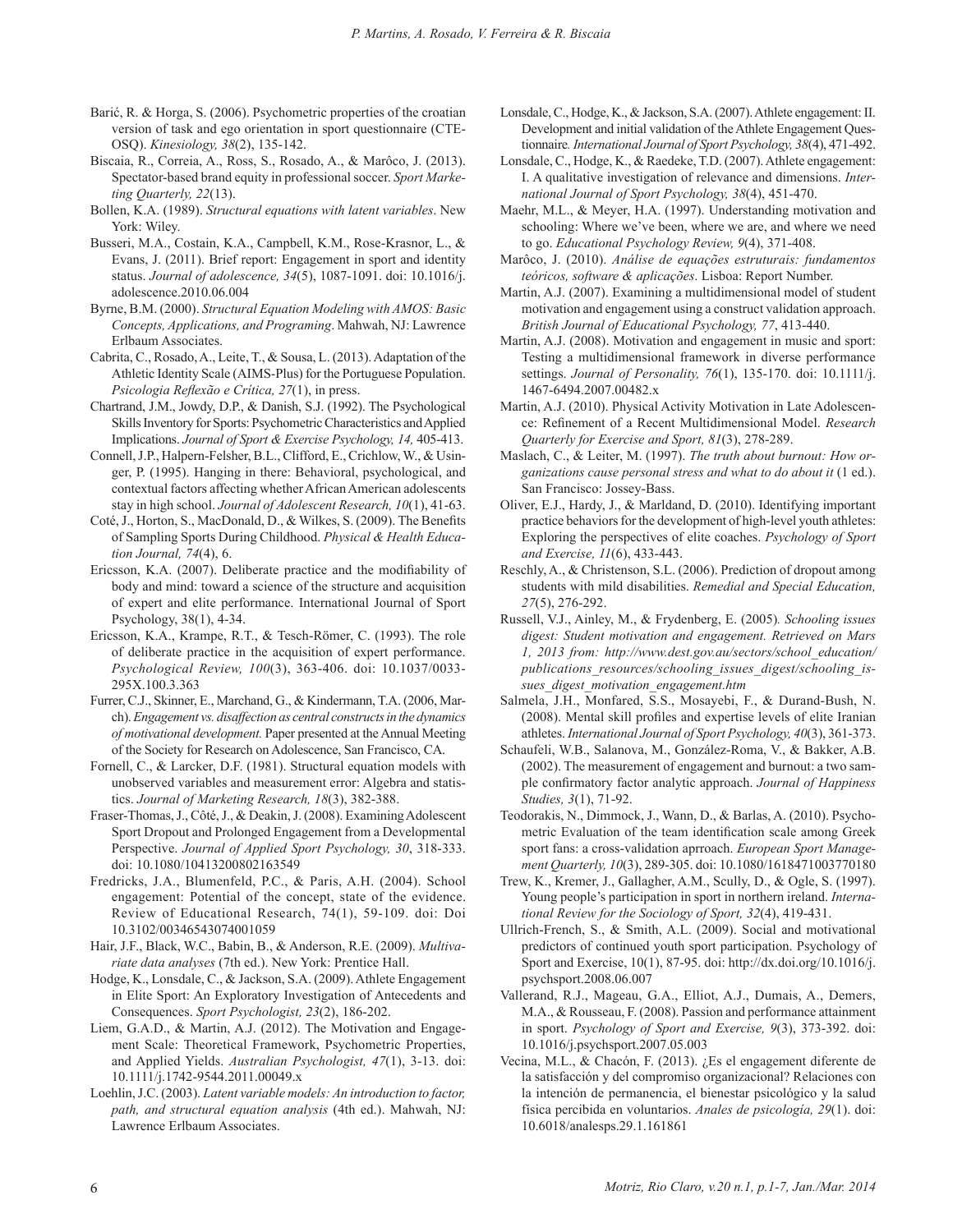Barić, R. & Horga, S. (2006). Psychometric properties of the croatian version of task and ego orientation in sport questionnaire (CTE-OSQ). *Kinesiology, 38*(2), 135-142.

Biscaia, R., Correia, A., Ross, S., Rosado, A., & Marôco, J. (2013). Spectator-based brand equity in professional soccer. *Sport Marketing Quarterly, 22*(13).

Bollen, K.A. (1989). *Structural equations with latent variables*. New York: Wiley.

Busseri, M.A., Costain, K.A., Campbell, K.M., Rose-Krasnor, L., & Evans, J. (2011). Brief report: Engagement in sport and identity status. *Journal of adolescence, 34*(5), 1087-1091. doi: 10.1016/j.adolescence.2010.06.004

Byrne, B.M. (2000). *Structural Equation Modeling with AMOS: Basic Concepts, Applications, and Programing*. Mahwah, NJ: Lawrence Erlbaum Associates.

Cabrita, C., Rosado, A., Leite, T., & Sousa, L. (2013). Adaptation of the Athletic Identity Scale (AIMS-Plus) for the Portuguese Population. *Psicologia Reflexão e Crítica, 27*(1), in press.

Chartrand, J.M., Jowdy, D.P., & Danish, S.J. (1992). The Psychological Skills Inventory for Sports: Psychometric Characteristics and Applied Implications. *Journal of Sport & Exercise Psychology, 14,* 405-413.

Connell, J.P., Halpern-Felsher, B.L., Clifford, E., Crichlow, W., & Usinger, P. (1995). Hanging in there: Behavioral, psychological, and contextual factors affecting whether African American adolescents stay in high school. *Journal of Adolescent Research, 10*(1), 41-63.

Coté, J., Horton, S., MacDonald, D., & Wilkes, S. (2009). The Benefits of Sampling Sports During Childhood. *Physical & Health Education Journal, 74*(4), 6.

Ericsson, K.A. (2007). Deliberate practice and the modifiability of body and mind: toward a science of the structure and acquisition of expert and elite performance. International Journal of Sport Psychology, 38(1), 4-34.

Ericsson, K.A., Krampe, R.T., & Tesch-Römer, C. (1993). The role of deliberate practice in the acquisition of expert performance. *Psychological Review, 100*(3), 363-406. doi: 10.1037/0033-295X.100.3.363

Furrer, C.J., Skinner, E., Marchand, G., & Kindermann, T.A. (2006, March). *Engagement vs. disaffection as central constructs in the dynamics of motivational development.* Paper presented at the Annual Meeting of the Society for Research on Adolescence, San Francisco, CA.

Fornell, C., & Larcker, D.F. (1981). Structural equation models with unobserved variables and measurement error: Algebra and statistics. *Journal of Marketing Research, 18*(3), 382-388.

Fraser-Thomas, J., Côté, J., & Deakin, J. (2008). Examining Adolescent Sport Dropout and Prolonged Engagement from a Developmental Perspective. *Journal of Applied Sport Psychology, 30*, 318-333. doi: 10.1080/10413200802163549

Fredricks, J.A., Blumenfeld, P.C., & Paris, A.H. (2004). School engagement: Potential of the concept, state of the evidence. Review of Educational Research, 74(1), 59-109. doi: Doi 10.3102/00346543074001059

Hair, J.F., Black, W.C., Babin, B., & Anderson, R.E. (2009). *Multivariate data analyses* (7th ed.). New York: Prentice Hall.

Hodge, K., Lonsdale, C., & Jackson, S.A. (2009). Athlete Engagement in Elite Sport: An Exploratory Investigation of Antecedents and Consequences. *Sport Psychologist, 23*(2), 186-202.

Liem, G.A.D., & Martin, A.J. (2012). The Motivation and Engagement Scale: Theoretical Framework, Psychometric Properties, and Applied Yields. *Australian Psychologist, 47*(1), 3-13. doi: 10.1111/j.1742-9544.2011.00049.x

Loehlin, J.C. (2003). *Latent variable models: An introduction to factor, path, and structural equation analysis* (4th ed.). Mahwah, NJ: Lawrence Erlbaum Associates.

Lonsdale, C., Hodge, K., & Jackson, S.A. (2007). Athlete engagement: II. Development and initial validation of the Athlete Engagement Questionnaire*. International Journal of Sport Psychology, 38*(4), 471-492.

Lonsdale, C., Hodge, K., & Raedeke, T.D. (2007). Athlete engagement: I. A qualitative investigation of relevance and dimensions. *International Journal of Sport Psychology, 38*(4), 451-470.

Maehr, M.L., & Meyer, H.A. (1997). Understanding motivation and schooling: Where we've been, where we are, and where we need to go. *Educational Psychology Review, 9*(4), 371-408.

Marôco, J. (2010). *Análise de equações estruturais: fundamentos teóricos, software & aplicações*. Lisboa: Report Number.

Martin, A.J. (2007). Examining a multidimensional model of student motivation and engagement using a construct validation approach. *British Journal of Educational Psychology, 77*, 413-440.

Martin, A.J. (2008). Motivation and engagement in music and sport: Testing a multidimensional framework in diverse performance settings. *Journal of Personality, 76*(1), 135-170. doi: 10.1111/j.1467-6494.2007.00482.x

Martin, A.J. (2010). Physical Activity Motivation in Late Adolescence: Refinement of a Recent Multidimensional Model. *Research Quarterly for Exercise and Sport, 81*(3), 278-289.

Maslach, C., & Leiter, M. (1997). *The truth about burnout: How organizations cause personal stress and what to do about it* (1 ed.). San Francisco: Jossey-Bass.

Oliver, E.J., Hardy, J., & Marldand, D. (2010). Identifying important practice behaviors for the development of high-level youth athletes: Exploring the perspectives of elite coaches. *Psychology of Sport and Exercise, 11*(6), 433-443.

Reschly, A., & Christenson, S.L. (2006). Prediction of dropout among students with mild disabilities. *Remedial and Special Education, 27*(5), 276-292.

Russell, V.J., Ainley, M., & Frydenberg, E. (2005)*. Schooling issues digest: Student motivation and engagement. Retrieved on Mars 1, 2013 from: http://www.dest.gov.au/sectors/school_education/publications_resources/schooling_issues_digest/schooling_issues_digest_motivation_engagement.htm*

Salmela, J.H., Monfared, S.S., Mosayebi, F., & Durand-Bush, N. (2008). Mental skill profiles and expertise levels of elite Iranian athletes. *International Journal of Sport Psychology, 40*(3), 361-373.

Schaufeli, W.B., Salanova, M., González-Roma, V., & Bakker, A.B. (2002). The measurement of engagement and burnout: a two sample confirmatory factor analytic approach. *Journal of Happiness Studies, 3*(1), 71-92.

Teodorakis, N., Dimmock, J., Wann, D., & Barlas, A. (2010). Psychometric Evaluation of the team identification scale among Greek sport fans: a cross-validation aprroach. *European Sport Management Quarterly, 10*(3), 289-305. doi: 10.1080/1618471003770180

Trew, K., Kremer, J., Gallagher, A.M., Scully, D., & Ogle, S. (1997). Young people's participation in sport in northern ireland. *International Review for the Sociology of Sport, 32*(4), 419-431.

Ullrich-French, S., & Smith, A.L. (2009). Social and motivational predictors of continued youth sport participation. Psychology of Sport and Exercise, 10(1), 87-95. doi: http://dx.doi.org/10.1016/j.psychsport.2008.06.007

Vallerand, R.J., Mageau, G.A., Elliot, A.J., Dumais, A., Demers, M.A., & Rousseau, F. (2008). Passion and performance attainment in sport. *Psychology of Sport and Exercise, 9*(3), 373-392. doi: 10.1016/j.psychsport.2007.05.003

Vecina, M.L., & Chacón, F. (2013). ¿Es el engagement diferente de la satisfacción y del compromiso organizacional? Relaciones con la intención de permanencia, el bienestar psicológico y la salud física percibida en voluntarios. *Anales de psicología, 29*(1). doi: 10.6018/analesps.29.1.161861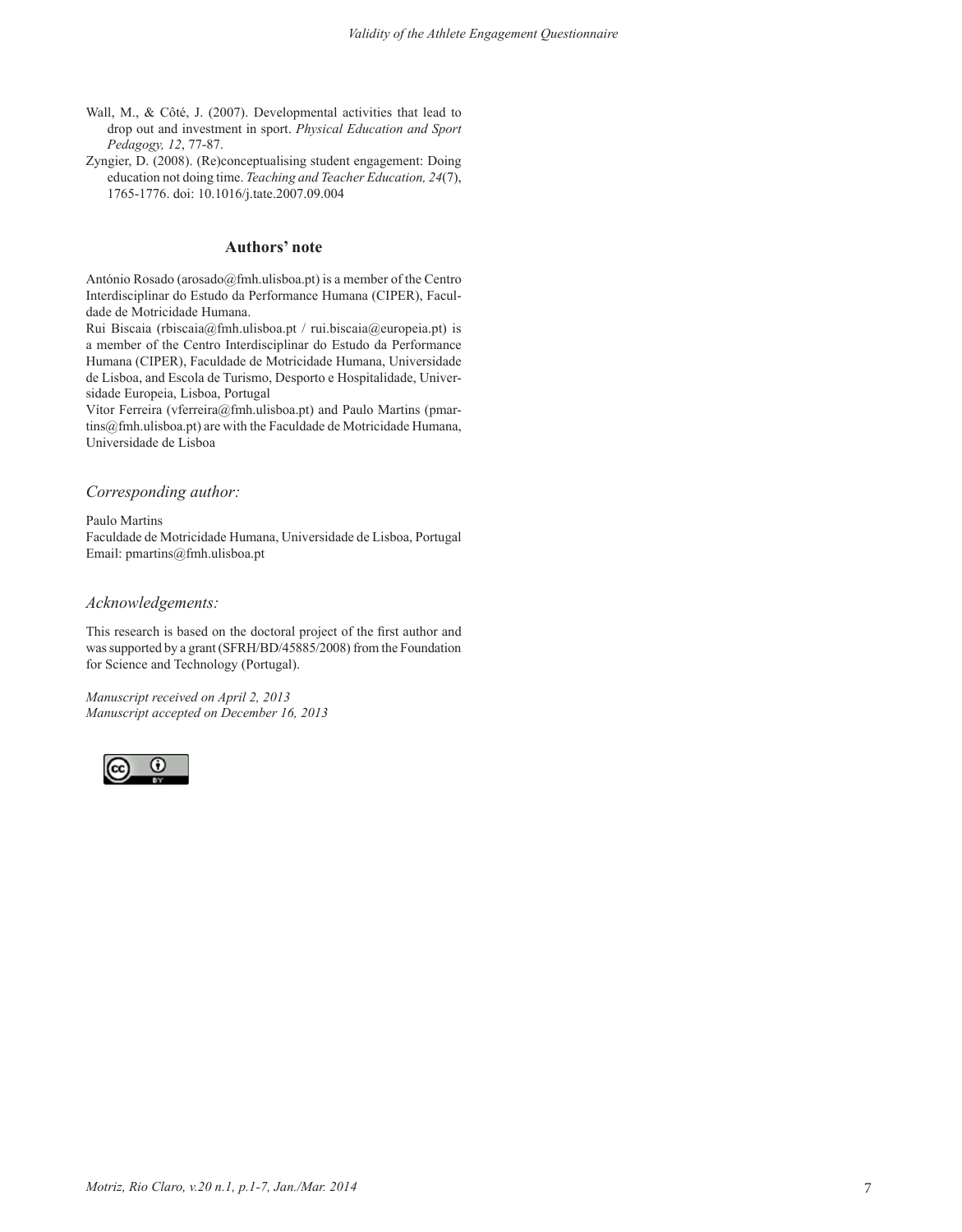Wall, M., & Côté, J. (2007). Developmental activities that lead to drop out and investment in sport. *Physical Education and Sport Pedagogy, 12*, 77-87.

Zyngier, D. (2008). (Re)conceptualising student engagement: Doing education not doing time. *Teaching and Teacher Education, 24*(7), 1765-1776. doi: 10.1016/j.tate.2007.09.004

## Authors' note

António Rosado (arosado@fmh.ulisboa.pt) is a member of the Centro Interdisciplinar do Estudo da Performance Humana (CIPER), Faculdade de Motricidade Humana.

Rui Biscaia (rbiscaia@fmh.ulisboa.pt / rui.biscaia@europeia.pt) is a member of the Centro Interdisciplinar do Estudo da Performance Humana (CIPER), Faculdade de Motricidade Humana, Universidade de Lisboa, and Escola de Turismo, Desporto e Hospitalidade, Universidade Europeia, Lisboa, Portugal

Vítor Ferreira (vferreira@fmh.ulisboa.pt) and Paulo Martins (pmartins@fmh.ulisboa.pt) are with the Faculdade de Motricidade Humana, Universidade de Lisboa

### *Corresponding author:*

Paulo Martins
Faculdade de Motricidade Humana, Universidade de Lisboa, Portugal
Email: pmartins@fmh.ulisboa.pt

### *Acknowledgements:*

This research is based on the doctoral project of the first author and was supported by a grant (SFRH/BD/45885/2008) from the Foundation for Science and Technology (Portugal).

*Manuscript received on April 2, 2013*
*Manuscript accepted on December 16, 2013*